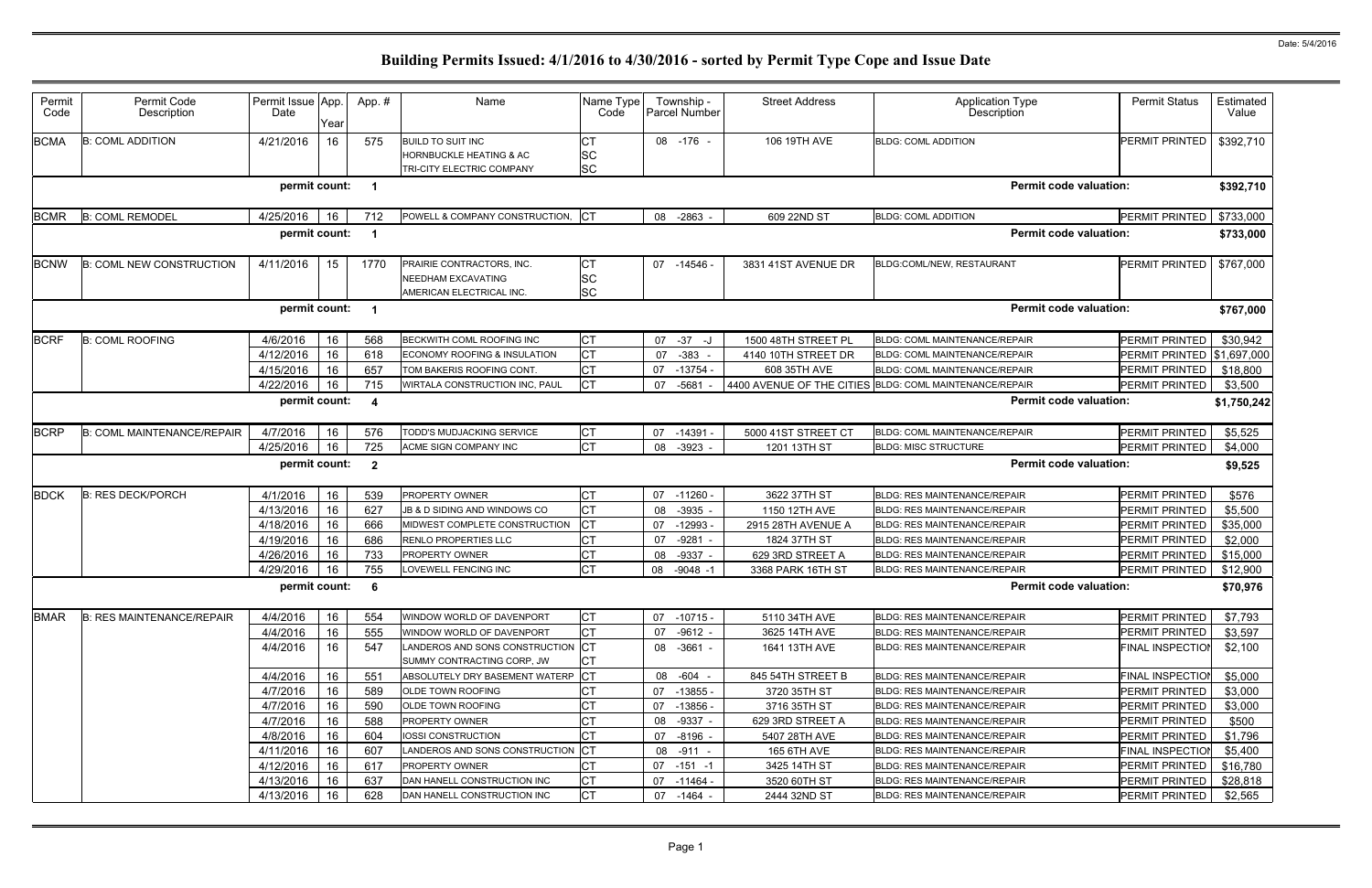# Building Permits Issued: 4/1/2016 to 4/30/2016 - sorted by Permit Type Cope and Issue Date

Date: 5/4/2016

| Permit Code | Permit Code Description | Permit Issue Date | App. Year | App. # | Name | Name Type Code | Township - Parcel Number | Street Address | Application Type Description | Permit Status | Estimated Value |
|---|---|---|---|---|---|---|---|---|---|---|---|
| BCMA | B: COML ADDITION | 4/21/2016 | 16 | 575 | BUILD TO SUIT INC | CT | 08 -176 - | 106 19TH AVE | BLDG: COML ADDITION | PERMIT PRINTED | $392,710 |
| | | | | | HORNBUCKLE HEATING & AC | SC | | | | | |
| | | | | | TRI-CITY ELECTRIC COMPANY | SC | | | | | |
| | | permit count: | | 1 | | | | | Permit code valuation: | | $392,710 |
| BCMR | B: COML REMODEL | 4/25/2016 | 16 | 712 | POWELL & COMPANY CONSTRUCTION, | CT | 08 -2863 - | 609 22ND ST | BLDG: COML ADDITION | PERMIT PRINTED | $733,000 |
| | | permit count: | | 1 | | | | | Permit code valuation: | | $733,000 |
| BCNW | B: COML NEW CONSTRUCTION | 4/11/2016 | 15 | 1770 | PRAIRIE CONTRACTORS, INC. | CT | 07 -14546 - | 3831 41ST AVENUE DR | BLDG:COML/NEW, RESTAURANT | PERMIT PRINTED | $767,000 |
| | | | | | NEEDHAM EXCAVATING | SC | | | | | |
| | | | | | AMERICAN ELECTRICAL INC. | SC | | | | | |
| | | permit count: | | 1 | | | | | Permit code valuation: | | $767,000 |
| BCRF | B: COML ROOFING | 4/6/2016 | 16 | 568 | BECKWITH COML ROOFING INC | CT | 07 -37 -J | 1500 48TH STREET PL | BLDG: COML MAINTENANCE/REPAIR | PERMIT PRINTED | $30,942 |
| | | 4/12/2016 | 16 | 618 | ECONOMY ROOFING & INSULATION | CT | 07 -383 - | 4140 10TH STREET DR | BLDG: COML MAINTENANCE/REPAIR | PERMIT PRINTED | $1,697,000 |
| | | 4/15/2016 | 16 | 657 | TOM BAKERIS ROOFING CONT. | CT | 07 -13754 - | 608 35TH AVE | BLDG: COML MAINTENANCE/REPAIR | PERMIT PRINTED | $18,800 |
| | | 4/22/2016 | 16 | 715 | WIRTALA CONSTRUCTION INC, PAUL | CT | 07 -5681 - | 4400 AVENUE OF THE CITIES | BLDG: COML MAINTENANCE/REPAIR | PERMIT PRINTED | $3,500 |
| | | permit count: | | 4 | | | | | Permit code valuation: | | $1,750,242 |
| BCRP | B: COML MAINTENANCE/REPAIR | 4/7/2016 | 16 | 576 | TODD'S MUDJACKING SERVICE | CT | 07 -14391 - | 5000 41ST STREET CT | BLDG: COML MAINTENANCE/REPAIR | PERMIT PRINTED | $5,525 |
| | | 4/25/2016 | 16 | 725 | ACME SIGN COMPANY INC | CT | 08 -3923 - | 1201 13TH ST | BLDG: MISC STRUCTURE | PERMIT PRINTED | $4,000 |
| | | permit count: | | 2 | | | | | Permit code valuation: | | $9,525 |
| BDCK | B: RES DECK/PORCH | 4/1/2016 | 16 | 539 | PROPERTY OWNER | CT | 07 -11260 - | 3622 37TH ST | BLDG: RES MAINTENANCE/REPAIR | PERMIT PRINTED | $576 |
| | | 4/13/2016 | 16 | 627 | JB & D SIDING AND WINDOWS CO | CT | 08 -3935 - | 1150 12TH AVE | BLDG: RES MAINTENANCE/REPAIR | PERMIT PRINTED | $5,500 |
| | | 4/18/2016 | 16 | 666 | MIDWEST COMPLETE CONSTRUCTION | CT | 07 -12993 - | 2915 28TH AVENUE A | BLDG: RES MAINTENANCE/REPAIR | PERMIT PRINTED | $35,000 |
| | | 4/19/2016 | 16 | 686 | RENLO PROPERTIES LLC | CT | 07 -9281 - | 1824 37TH ST | BLDG: RES MAINTENANCE/REPAIR | PERMIT PRINTED | $2,000 |
| | | 4/26/2016 | 16 | 733 | PROPERTY OWNER | CT | 08 -9337 - | 629 3RD STREET A | BLDG: RES MAINTENANCE/REPAIR | PERMIT PRINTED | $15,000 |
| | | 4/29/2016 | 16 | 755 | LOVEWELL FENCING INC | CT | 08 -9048 -1 | 3368 PARK 16TH ST | BLDG: RES MAINTENANCE/REPAIR | PERMIT PRINTED | $12,900 |
| | | permit count: | | 6 | | | | | Permit code valuation: | | $70,976 |
| BMAR | B: RES MAINTENANCE/REPAIR | 4/4/2016 | 16 | 554 | WINDOW WORLD OF DAVENPORT | CT | 07 -10715 - | 5110 34TH AVE | BLDG: RES MAINTENANCE/REPAIR | PERMIT PRINTED | $7,793 |
| | | 4/4/2016 | 16 | 555 | WINDOW WORLD OF DAVENPORT | CT | 07 -9612 - | 3625 14TH AVE | BLDG: RES MAINTENANCE/REPAIR | PERMIT PRINTED | $3,597 |
| | | 4/4/2016 | 16 | 547 | LANDEROS AND SONS CONSTRUCTION | CT | 08 -3661 - | 1641 13TH AVE | BLDG: RES MAINTENANCE/REPAIR | FINAL INSPECTION | $2,100 |
| | | | | | SUMMY CONTRACTING CORP, JW | CT | | | | | |
| | | 4/4/2016 | 16 | 551 | ABSOLUTELY DRY BASEMENT WATERP | CT | 08 -604 - | 845 54TH STREET B | BLDG: RES MAINTENANCE/REPAIR | FINAL INSPECTION | $5,000 |
| | | 4/7/2016 | 16 | 589 | OLDE TOWN ROOFING | CT | 07 -13855 - | 3720 35TH ST | BLDG: RES MAINTENANCE/REPAIR | PERMIT PRINTED | $3,000 |
| | | 4/7/2016 | 16 | 590 | OLDE TOWN ROOFING | CT | 07 -13856 - | 3716 35TH ST | BLDG: RES MAINTENANCE/REPAIR | PERMIT PRINTED | $3,000 |
| | | 4/7/2016 | 16 | 588 | PROPERTY OWNER | CT | 08 -9337 - | 629 3RD STREET A | BLDG: RES MAINTENANCE/REPAIR | PERMIT PRINTED | $500 |
| | | 4/8/2016 | 16 | 604 | IOSSI CONSTRUCTION | CT | 07 -8196 - | 5407 28TH AVE | BLDG: RES MAINTENANCE/REPAIR | PERMIT PRINTED | $1,796 |
| | | 4/11/2016 | 16 | 607 | LANDEROS AND SONS CONSTRUCTION | CT | 08 -911 - | 165 6TH AVE | BLDG: RES MAINTENANCE/REPAIR | FINAL INSPECTION | $5,400 |
| | | 4/12/2016 | 16 | 617 | PROPERTY OWNER | CT | 07 -151 -1 | 3425 14TH ST | BLDG: RES MAINTENANCE/REPAIR | PERMIT PRINTED | $16,780 |
| | | 4/13/2016 | 16 | 637 | DAN HANELL CONSTRUCTION INC | CT | 07 -11464 - | 3520 60TH ST | BLDG: RES MAINTENANCE/REPAIR | PERMIT PRINTED | $28,818 |
| | | 4/13/2016 | 16 | 628 | DAN HANELL CONSTRUCTION INC | CT | 07 -1464 - | 2444 32ND ST | BLDG: RES MAINTENANCE/REPAIR | PERMIT PRINTED | $2,565 |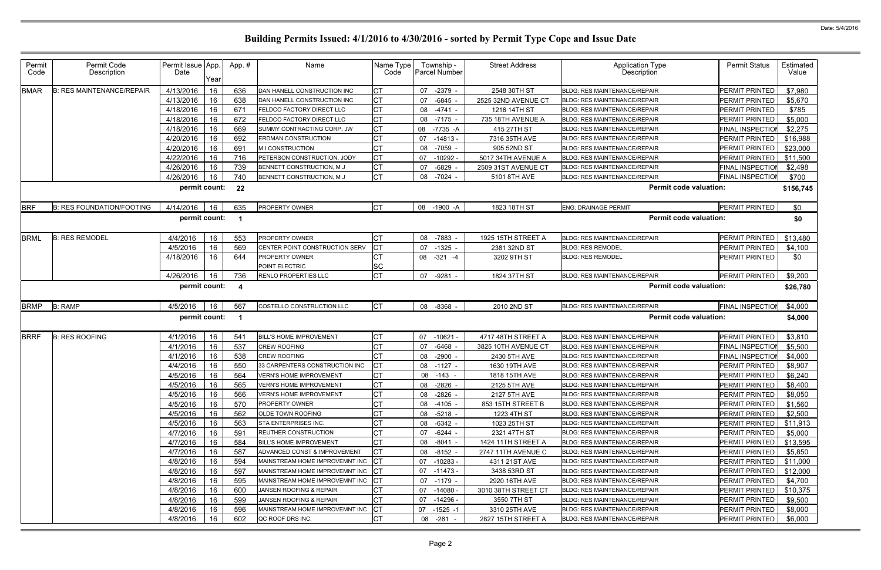Date: 5/4/2016

# Building Permits Issued: 4/1/2016 to 4/30/2016 - sorted by Permit Type Cope and Issue Date

| Permit Code | Permit Code Description | Permit Issue Date | App. Year | App. # | Name | Name Type Code | Township - Parcel Number | Street Address | Application Type Description | Permit Status | Estimated Value |
|---|---|---|---|---|---|---|---|---|---|---|---|
| BMAR | B: RES MAINTENANCE/REPAIR | 4/13/2016 | 16 | 636 | DAN HANELL CONSTRUCTION INC | CT | 07 -2379 - | 2548 30TH ST | BLDG: RES MAINTENANCE/REPAIR | PERMIT PRINTED | $7,980 |
| | | 4/13/2016 | 16 | 638 | DAN HANELL CONSTRUCTION INC | CT | 07 -6845 - | 2525 32ND AVENUE CT | BLDG: RES MAINTENANCE/REPAIR | PERMIT PRINTED | $5,670 |
| | | 4/18/2016 | 16 | 671 | FELDCO FACTORY DIRECT LLC | CT | 08 -4741 - | 1216 14TH ST | BLDG: RES MAINTENANCE/REPAIR | PERMIT PRINTED | $785 |
| | | 4/18/2016 | 16 | 672 | FELDCO FACTORY DIRECT LLC | CT | 08 -7175 - | 735 18TH AVENUE A | BLDG: RES MAINTENANCE/REPAIR | PERMIT PRINTED | $5,000 |
| | | 4/18/2016 | 16 | 669 | SUMMY CONTRACTING CORP, JW | CT | 08 -7735 -A | 415 27TH ST | BLDG: RES MAINTENANCE/REPAIR | FINAL INSPECTION | $2,275 |
| | | 4/20/2016 | 16 | 692 | ERDMAN CONSTRUCTION | CT | 07 -14813 - | 7316 35TH AVE | BLDG: RES MAINTENANCE/REPAIR | PERMIT PRINTED | $16,988 |
| | | 4/20/2016 | 16 | 691 | M I CONSTRUCTION | CT | 08 -7059 - | 905 52ND ST | BLDG: RES MAINTENANCE/REPAIR | PERMIT PRINTED | $23,000 |
| | | 4/22/2016 | 16 | 716 | PETERSON CONSTRUCTION, JODY | CT | 07 -10292 - | 5017 34TH AVENUE A | BLDG: RES MAINTENANCE/REPAIR | PERMIT PRINTED | $11,500 |
| | | 4/26/2016 | 16 | 739 | BENNETT CONSTRUCTION, M J | CT | 07 -6829 - | 2509 31ST AVENUE CT | BLDG: RES MAINTENANCE/REPAIR | FINAL INSPECTION | $2,498 |
| | | 4/26/2016 | 16 | 740 | BENNETT CONSTRUCTION, M J | CT | 08 -7024 - | 5101 8TH AVE | BLDG: RES MAINTENANCE/REPAIR | FINAL INSPECTION | $700 |
| | | **permit count:** | | **22** | | | | | **Permit code valuation:** | | **$156,745** |
| BRF | B: RES FOUNDATION/FOOTING | 4/14/2016 | 16 | 635 | PROPERTY OWNER | CT | 08 -1900 -A | 1823 18TH ST | ENG: DRAINAGE PERMIT | PERMIT PRINTED | $0 |
| | | **permit count:** | | **1** | | | | | **Permit code valuation:** | | **$0** |
| BRML | B: RES REMODEL | 4/4/2016 | 16 | 553 | PROPERTY OWNER | CT | 08 -7883 - | 1925 15TH STREET A | BLDG: RES MAINTENANCE/REPAIR | PERMIT PRINTED | $13,480 |
| | | 4/5/2016 | 16 | 569 | CENTER POINT CONSTRUCTION SERV | CT | 07 -1325 - | 2381 32ND ST | BLDG: RES REMODEL | PERMIT PRINTED | $4,100 |
| | | 4/18/2016 | 16 | 644 | PROPERTY OWNER<br>POINT ELECTRIC | CT<br>SC | 08 -321 -4 | 3202 9TH ST | BLDG: RES REMODEL | PERMIT PRINTED | $0 |
| | | 4/26/2016 | 16 | 736 | RENLO PROPERTIES LLC | CT | 07 -9281 - | 1824 37TH ST | BLDG: RES MAINTENANCE/REPAIR | PERMIT PRINTED | $9,200 |
| | | **permit count:** | | **4** | | | | | **Permit code valuation:** | | **$26,780** |
| BRMP | B: RAMP | 4/5/2016 | 16 | 567 | COSTELLO CONSTRUCTION LLC | CT | 08 -8368 - | 2010 2ND ST | BLDG: RES MAINTENANCE/REPAIR | FINAL INSPECTION | $4,000 |
| | | **permit count:** | | **1** | | | | | **Permit code valuation:** | | **$4,000** |
| BRRF | B: RES ROOFING | 4/1/2016 | 16 | 541 | BILL'S HOME IMPROVEMENT | CT | 07 -10621 - | 4717 48TH STREET A | BLDG: RES MAINTENANCE/REPAIR | PERMIT PRINTED | $3,810 |
| | | 4/1/2016 | 16 | 537 | CREW ROOFING | CT | 07 -6468 - | 3825 10TH AVENUE CT | BLDG: RES MAINTENANCE/REPAIR | FINAL INSPECTION | $5,500 |
| | | 4/1/2016 | 16 | 538 | CREW ROOFING | CT | 08 -2900 - | 2430 5TH AVE | BLDG: RES MAINTENANCE/REPAIR | FINAL INSPECTION | $4,000 |
| | | 4/4/2016 | 16 | 550 | 33 CARPENTERS CONSTRUCTION INC | CT | 08 -1127 - | 1630 19TH AVE | BLDG: RES MAINTENANCE/REPAIR | PERMIT PRINTED | $8,907 |
| | | 4/5/2016 | 16 | 564 | VERN'S HOME IMPROVEMENT | CT | 08 -143 - | 1818 15TH AVE | BLDG: RES MAINTENANCE/REPAIR | PERMIT PRINTED | $6,240 |
| | | 4/5/2016 | 16 | 565 | VERN'S HOME IMPROVEMENT | CT | 08 -2826 - | 2125 5TH AVE | BLDG: RES MAINTENANCE/REPAIR | PERMIT PRINTED | $8,400 |
| | | 4/5/2016 | 16 | 566 | VERN'S HOME IMPROVEMENT | CT | 08 -2826 - | 2127 5TH AVE | BLDG: RES MAINTENANCE/REPAIR | PERMIT PRINTED | $8,050 |
| | | 4/5/2016 | 16 | 570 | PROPERTY OWNER | CT | 08 -4105 - | 853 15TH STREET B | BLDG: RES MAINTENANCE/REPAIR | PERMIT PRINTED | $1,560 |
| | | 4/5/2016 | 16 | 562 | OLDE TOWN ROOFING | CT | 08 -5218 - | 1223 4TH ST | BLDG: RES MAINTENANCE/REPAIR | PERMIT PRINTED | $2,500 |
| | | 4/5/2016 | 16 | 563 | STA ENTERPRISES INC. | CT | 08 -6342 - | 1023 25TH ST | BLDG: RES MAINTENANCE/REPAIR | PERMIT PRINTED | $11,913 |
| | | 4/7/2016 | 16 | 591 | REUTHER CONSTRUCTION | CT | 07 -6244 - | 2321 47TH ST | BLDG: RES MAINTENANCE/REPAIR | PERMIT PRINTED | $5,000 |
| | | 4/7/2016 | 16 | 584 | BILL'S HOME IMPROVEMENT | CT | 08 -8041 - | 1424 11TH STREET A | BLDG: RES MAINTENANCE/REPAIR | PERMIT PRINTED | $13,595 |
| | | 4/7/2016 | 16 | 587 | ADVANCED CONST & IMPROVEMENT | CT | 08 -8152 - | 2747 11TH AVENUE C | BLDG: RES MAINTENANCE/REPAIR | PERMIT PRINTED | $5,850 |
| | | 4/8/2016 | 16 | 594 | MAINSTREAM HOME IMPROVEMNT INC | CT | 07 -10283 - | 4311 21ST AVE | BLDG: RES MAINTENANCE/REPAIR | PERMIT PRINTED | $11,000 |
| | | 4/8/2016 | 16 | 597 | MAINSTREAM HOME IMPROVEMNT INC | CT | 07 -11473 - | 3438 53RD ST | BLDG: RES MAINTENANCE/REPAIR | PERMIT PRINTED | $12,000 |
| | | 4/8/2016 | 16 | 595 | MAINSTREAM HOME IMPROVEMNT INC | CT | 07 -1179 - | 2920 16TH AVE | BLDG: RES MAINTENANCE/REPAIR | PERMIT PRINTED | $4,700 |
| | | 4/8/2016 | 16 | 600 | JANSEN ROOFING & REPAIR | CT | 07 -14080 - | 3010 38TH STREET CT | BLDG: RES MAINTENANCE/REPAIR | PERMIT PRINTED | $10,375 |
| | | 4/8/2016 | 16 | 599 | JANSEN ROOFING & REPAIR | CT | 07 -14296 - | 3550 7TH ST | BLDG: RES MAINTENANCE/REPAIR | PERMIT PRINTED | $9,500 |
| | | 4/8/2016 | 16 | 596 | MAINSTREAM HOME IMPROVEMNT INC | CT | 07 -1525 -1 | 3310 25TH AVE | BLDG: RES MAINTENANCE/REPAIR | PERMIT PRINTED | $8,000 |
| | | 4/8/2016 | 16 | 602 | QC ROOF DRS INC. | CT | 08 -261 - | 2827 15TH STREET A | BLDG: RES MAINTENANCE/REPAIR | PERMIT PRINTED | $6,000 |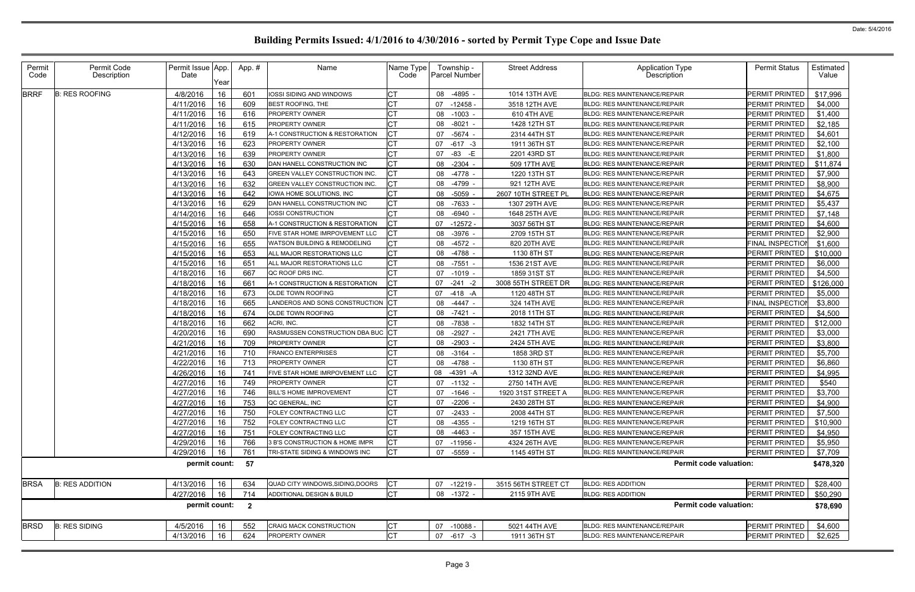Date: 5/4/2016

# Building Permits Issued: 4/1/2016 to 4/30/2016 - sorted by Permit Type Cope and Issue Date

| Permit Code | Permit Code Description | Permit Issue Date | App. Year | App. # | Name | Name Type Code | Township - Parcel Number | Street Address | Application Type Description | Permit Status | Estimated Value |
|---|---|---|---|---|---|---|---|---|---|---|---|
| BRRF | B: RES ROOFING | 4/8/2016 | 16 | 601 | IOSSI SIDING AND WINDOWS | CT | 08 -4895 - | 1014 13TH AVE | BLDG: RES MAINTENANCE/REPAIR | PERMIT PRINTED | $17,996 |
| | | 4/11/2016 | 16 | 609 | BEST ROOFING, THE | CT | 07 -12458 - | 3518 12TH AVE | BLDG: RES MAINTENANCE/REPAIR | PERMIT PRINTED | $4,000 |
| | | 4/11/2016 | 16 | 616 | PROPERTY OWNER | CT | 08 -1003 - | 610 4TH AVE | BLDG: RES MAINTENANCE/REPAIR | PERMIT PRINTED | $1,400 |
| | | 4/11/2016 | 16 | 615 | PROPERTY OWNER | CT | 08 -8021 - | 1428 12TH ST | BLDG: RES MAINTENANCE/REPAIR | PERMIT PRINTED | $2,185 |
| | | 4/12/2016 | 16 | 619 | A-1 CONSTRUCTION & RESTORATION | CT | 07 -5674 - | 2314 44TH ST | BLDG: RES MAINTENANCE/REPAIR | PERMIT PRINTED | $4,601 |
| | | 4/13/2016 | 16 | 623 | PROPERTY OWNER | CT | 07 -617 -3 | 1911 36TH ST | BLDG: RES MAINTENANCE/REPAIR | PERMIT PRINTED | $2,100 |
| | | 4/13/2016 | 16 | 639 | PROPERTY OWNER | CT | 07 -83 -E | 2201 43RD ST | BLDG: RES MAINTENANCE/REPAIR | PERMIT PRINTED | $1,800 |
| | | 4/13/2016 | 16 | 630 | DAN HANELL CONSTRUCTION INC | CT | 08 -2304 - | 509 17TH AVE | BLDG: RES MAINTENANCE/REPAIR | PERMIT PRINTED | $11,874 |
| | | 4/13/2016 | 16 | 643 | GREEN VALLEY CONSTRUCTION INC. | CT | 08 -4778 - | 1220 13TH ST | BLDG: RES MAINTENANCE/REPAIR | PERMIT PRINTED | $7,900 |
| | | 4/13/2016 | 16 | 632 | GREEN VALLEY CONSTRUCTION INC. | CT | 08 -4799 - | 921 12TH AVE | BLDG: RES MAINTENANCE/REPAIR | PERMIT PRINTED | $8,900 |
| | | 4/13/2016 | 16 | 642 | IOWA HOME SOLUTIONS, INC | CT | 08 -5059 - | 2607 10TH STREET PL | BLDG: RES MAINTENANCE/REPAIR | PERMIT PRINTED | $4,675 |
| | | 4/13/2016 | 16 | 629 | DAN HANELL CONSTRUCTION INC | CT | 08 -7633 - | 1307 29TH AVE | BLDG: RES MAINTENANCE/REPAIR | PERMIT PRINTED | $5,437 |
| | | 4/14/2016 | 16 | 646 | IOSSI CONSTRUCTION | CT | 08 -6940 - | 1648 25TH AVE | BLDG: RES MAINTENANCE/REPAIR | PERMIT PRINTED | $7,148 |
| | | 4/15/2016 | 16 | 658 | A-1 CONSTRUCTION & RESTORATION | CT | 07 -12572 - | 3037 56TH ST | BLDG: RES MAINTENANCE/REPAIR | PERMIT PRINTED | $4,600 |
| | | 4/15/2016 | 16 | 650 | FIVE STAR HOME IMRPOVEMENT LLC | CT | 08 -3976 - | 2709 15TH ST | BLDG: RES MAINTENANCE/REPAIR | PERMIT PRINTED | $2,900 |
| | | 4/15/2016 | 16 | 655 | WATSON BUILDING & REMODELING | CT | 08 -4572 - | 820 20TH AVE | BLDG: RES MAINTENANCE/REPAIR | FINAL INSPECTION | $1,600 |
| | | 4/15/2016 | 16 | 653 | ALL MAJOR RESTORATIONS LLC | CT | 08 -4788 - | 1130 8TH ST | BLDG: RES MAINTENANCE/REPAIR | PERMIT PRINTED | $10,000 |
| | | 4/15/2016 | 16 | 651 | ALL MAJOR RESTORATIONS LLC | CT | 08 -7551 - | 1536 21ST AVE | BLDG: RES MAINTENANCE/REPAIR | PERMIT PRINTED | $6,000 |
| | | 4/18/2016 | 16 | 667 | QC ROOF DRS INC. | CT | 07 -1019 - | 1859 31ST ST | BLDG: RES MAINTENANCE/REPAIR | PERMIT PRINTED | $4,500 |
| | | 4/18/2016 | 16 | 661 | A-1 CONSTRUCTION & RESTORATION | CT | 07 -241 -2 | 3008 55TH STREET DR | BLDG: RES MAINTENANCE/REPAIR | PERMIT PRINTED | $126,000 |
| | | 4/18/2016 | 16 | 673 | OLDE TOWN ROOFING | CT | 07 -418 -A | 1120 48TH ST | BLDG: RES MAINTENANCE/REPAIR | PERMIT PRINTED | $5,000 |
| | | 4/18/2016 | 16 | 665 | LANDEROS AND SONS CONSTRUCTION | CT | 08 -4447 - | 324 14TH AVE | BLDG: RES MAINTENANCE/REPAIR | FINAL INSPECTION | $3,800 |
| | | 4/18/2016 | 16 | 674 | OLDE TOWN ROOFING | CT | 08 -7421 - | 2018 11TH ST | BLDG: RES MAINTENANCE/REPAIR | PERMIT PRINTED | $4,500 |
| | | 4/18/2016 | 16 | 662 | ACRI, INC. | CT | 08 -7838 - | 1832 14TH ST | BLDG: RES MAINTENANCE/REPAIR | PERMIT PRINTED | $12,000 |
| | | 4/20/2016 | 16 | 690 | RASMUSSEN CONSTRUCTION DBA BUC | CT | 08 -2927 - | 2421 7TH AVE | BLDG: RES MAINTENANCE/REPAIR | PERMIT PRINTED | $3,000 |
| | | 4/21/2016 | 16 | 709 | PROPERTY OWNER | CT | 08 -2903 - | 2424 5TH AVE | BLDG: RES MAINTENANCE/REPAIR | PERMIT PRINTED | $3,800 |
| | | 4/21/2016 | 16 | 710 | FRANCO ENTERPRISES | CT | 08 -3164 - | 1858 3RD ST | BLDG: RES MAINTENANCE/REPAIR | PERMIT PRINTED | $5,700 |
| | | 4/22/2016 | 16 | 713 | PROPERTY OWNER | CT | 08 -4788 - | 1130 8TH ST | BLDG: RES MAINTENANCE/REPAIR | PERMIT PRINTED | $6,860 |
| | | 4/26/2016 | 16 | 741 | FIVE STAR HOME IMRPOVEMENT LLC | CT | 08 -4391 -A | 1312 32ND AVE | BLDG: RES MAINTENANCE/REPAIR | PERMIT PRINTED | $4,995 |
| | | 4/27/2016 | 16 | 749 | PROPERTY OWNER | CT | 07 -1132 - | 2750 14TH AVE | BLDG: RES MAINTENANCE/REPAIR | PERMIT PRINTED | $540 |
| | | 4/27/2016 | 16 | 746 | BILL'S HOME IMPROVEMENT | CT | 07 -1646 - | 1920 31ST STREET A | BLDG: RES MAINTENANCE/REPAIR | PERMIT PRINTED | $3,700 |
| | | 4/27/2016 | 16 | 753 | QC GENERAL, INC | CT | 07 -2206 - | 2430 28TH ST | BLDG: RES MAINTENANCE/REPAIR | PERMIT PRINTED | $4,900 |
| | | 4/27/2016 | 16 | 750 | FOLEY CONTRACTING LLC | CT | 07 -2433 - | 2008 44TH ST | BLDG: RES MAINTENANCE/REPAIR | PERMIT PRINTED | $7,500 |
| | | 4/27/2016 | 16 | 752 | FOLEY CONTRACTING LLC | CT | 08 -4355 - | 1219 16TH ST | BLDG: RES MAINTENANCE/REPAIR | PERMIT PRINTED | $10,900 |
| | | 4/27/2016 | 16 | 751 | FOLEY CONTRACTING LLC | CT | 08 -4463 - | 357 15TH AVE | BLDG: RES MAINTENANCE/REPAIR | PERMIT PRINTED | $4,950 |
| | | 4/29/2016 | 16 | 766 | 3 B'S CONSTRUCTION & HOME IMPR | CT | 07 -11956 - | 4324 26TH AVE | BLDG: RES MAINTENANCE/REPAIR | PERMIT PRINTED | $5,950 |
| | | 4/29/2016 | 16 | 761 | TRI-STATE SIDING & WINDOWS INC | CT | 07 -5559 - | 1145 49TH ST | BLDG: RES MAINTENANCE/REPAIR | PERMIT PRINTED | $7,709 |
| | | **permit count:** | | **57** | | | | | **Permit code valuation:** | | **$478,320** |
| BRSA | B: RES ADDITION | 4/13/2016 | 16 | 634 | QUAD CITY WINDOWS,SIDING,DOORS | CT | 07 -12219 - | 3515 56TH STREET CT | BLDG: RES ADDITION | PERMIT PRINTED | $28,400 |
| | | 4/27/2016 | 16 | 714 | ADDITIONAL DESIGN & BUILD | CT | 08 -1372 - | 2115 9TH AVE | BLDG: RES ADDITION | PERMIT PRINTED | $50,290 |
| | | **permit count:** | | **2** | | | | | **Permit code valuation:** | | **$78,690** |
| BRSD | B: RES SIDING | 4/5/2016 | 16 | 552 | CRAIG MACK CONSTRUCTION | CT | 07 -10088 - | 5021 44TH AVE | BLDG: RES MAINTENANCE/REPAIR | PERMIT PRINTED | $4,600 |
| | | 4/13/2016 | 16 | 624 | PROPERTY OWNER | CT | 07 -617 -3 | 1911 36TH ST | BLDG: RES MAINTENANCE/REPAIR | PERMIT PRINTED | $2,625 |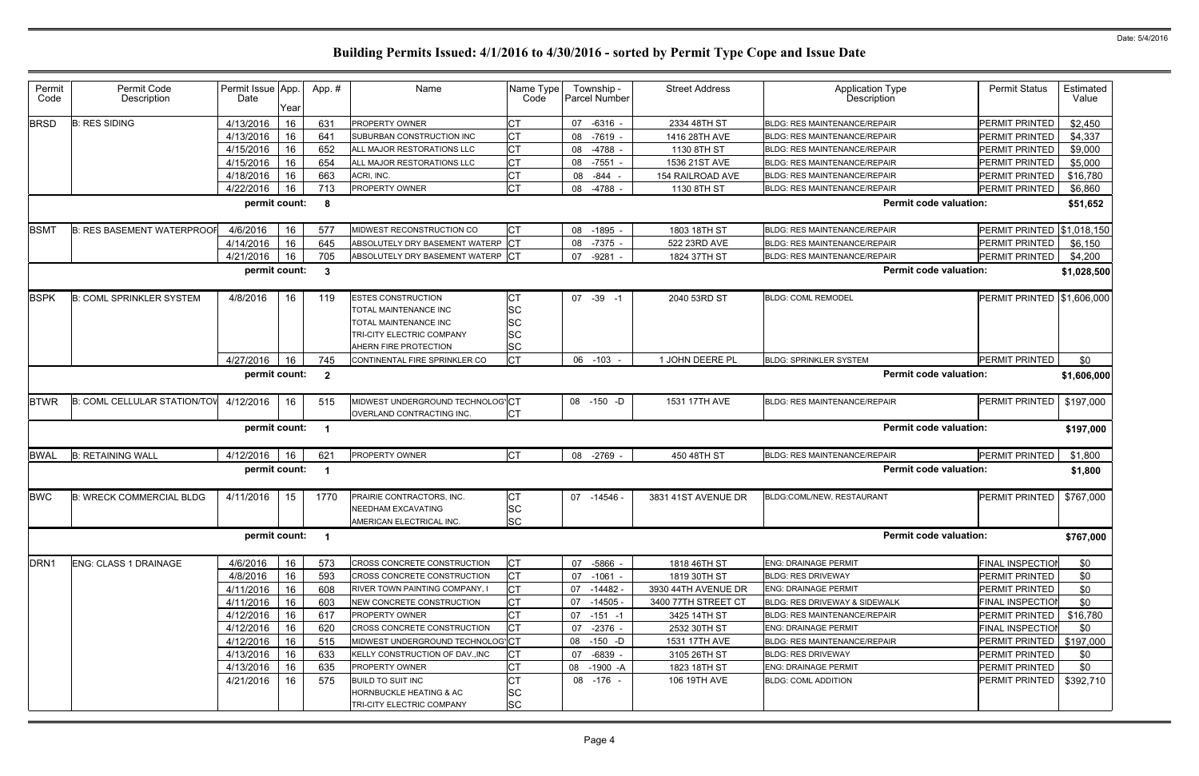# Building Permits Issued: 4/1/2016 to 4/30/2016 - sorted by Permit Type Cope and Issue Date

Date: 5/4/2016

| Permit Code | Permit Code Description | Permit Issue Date | App. Year | App. # | Name | Name Type Code | Township - Parcel Number | Street Address | Application Type Description | Permit Status | Estimated Value |
|---|---|---|---|---|---|---|---|---|---|---|---|
| BRSD | B: RES SIDING | 4/13/2016 | 16 | 631 | PROPERTY OWNER | CT | 07 -6316 - | 2334 48TH ST | BLDG: RES MAINTENANCE/REPAIR | PERMIT PRINTED | $2,450 |
| | | 4/13/2016 | 16 | 641 | SUBURBAN CONSTRUCTION INC | CT | 08 -7619 - | 1416 28TH AVE | BLDG: RES MAINTENANCE/REPAIR | PERMIT PRINTED | $4,337 |
| | | 4/15/2016 | 16 | 652 | ALL MAJOR RESTORATIONS LLC | CT | 08 -4788 - | 1130 8TH ST | BLDG: RES MAINTENANCE/REPAIR | PERMIT PRINTED | $9,000 |
| | | 4/15/2016 | 16 | 654 | ALL MAJOR RESTORATIONS LLC | CT | 08 -7551 - | 1536 21ST AVE | BLDG: RES MAINTENANCE/REPAIR | PERMIT PRINTED | $5,000 |
| | | 4/18/2016 | 16 | 663 | ACRI, INC. | CT | 08 -844 - | 154 RAILROAD AVE | BLDG: RES MAINTENANCE/REPAIR | PERMIT PRINTED | $16,780 |
| | | 4/22/2016 | 16 | 713 | PROPERTY OWNER | CT | 08 -4788 - | 1130 8TH ST | BLDG: RES MAINTENANCE/REPAIR | PERMIT PRINTED | $6,860 |
| | | permit count: | | 8 | | | | | Permit code valuation: | | $51,652 |
| BSMT | B: RES BASEMENT WATERPROOF | 4/6/2016 | 16 | 577 | MIDWEST RECONSTRUCTION CO | CT | 08 -1895 - | 1803 18TH ST | BLDG: RES MAINTENANCE/REPAIR | PERMIT PRINTED | $1,018,150 |
| | | 4/14/2016 | 16 | 645 | ABSOLUTELY DRY BASEMENT WATERP | CT | 08 -7375 - | 522 23RD AVE | BLDG: RES MAINTENANCE/REPAIR | PERMIT PRINTED | $6,150 |
| | | 4/21/2016 | 16 | 705 | ABSOLUTELY DRY BASEMENT WATERP | CT | 07 -9281 - | 1824 37TH ST | BLDG: RES MAINTENANCE/REPAIR | PERMIT PRINTED | $4,200 |
| | | permit count: | | 3 | | | | | Permit code valuation: | | $1,028,500 |
| BSPK | B: COML SPRINKLER SYSTEM | 4/8/2016 | 16 | 119 | ESTES CONSTRUCTION<br>TOTAL MAINTENANCE INC<br>TOTAL MAINTENANCE INC<br>TRI-CITY ELECTRIC COMPANY<br>AHERN FIRE PROTECTION | CT<br>SC<br>SC<br>SC<br>SC | 07 -39 -1 | 2040 53RD ST | BLDG: COML REMODEL | PERMIT PRINTED | $1,606,000 |
| | | 4/27/2016 | 16 | 745 | CONTINENTAL FIRE SPRINKLER CO | CT | 06 -103 - | 1 JOHN DEERE PL | BLDG: SPRINKLER SYSTEM | PERMIT PRINTED | $0 |
| | | permit count: | | 2 | | | | | Permit code valuation: | | $1,606,000 |
| BTWR | B: COML CELLULAR STATION/TOW | 4/12/2016 | 16 | 515 | MIDWEST UNDERGROUND TECHNOLOGY<br>OVERLAND CONTRACTING INC. | CT<br>CT | 08 -150 -D | 1531 17TH AVE | BLDG: RES MAINTENANCE/REPAIR | PERMIT PRINTED | $197,000 |
| | | permit count: | | 1 | | | | | Permit code valuation: | | $197,000 |
| BWAL | B: RETAINING WALL | 4/12/2016 | 16 | 621 | PROPERTY OWNER | CT | 08 -2769 - | 450 48TH ST | BLDG: RES MAINTENANCE/REPAIR | PERMIT PRINTED | $1,800 |
| | | permit count: | | 1 | | | | | Permit code valuation: | | $1,800 |
| BWC | B: WRECK COMMERCIAL BLDG | 4/11/2016 | 15 | 1770 | PRAIRIE CONTRACTORS, INC.<br>NEEDHAM EXCAVATING<br>AMERICAN ELECTRICAL INC. | CT<br>SC<br>SC | 07 -14546 - | 3831 41ST AVENUE DR | BLDG:COML/NEW, RESTAURANT | PERMIT PRINTED | $767,000 |
| | | permit count: | | 1 | | | | | Permit code valuation: | | $767,000 |
| DRN1 | ENG: CLASS 1 DRAINAGE | 4/6/2016 | 16 | 573 | CROSS CONCRETE CONSTRUCTION | CT | 07 -5866 - | 1818 46TH ST | ENG: DRAINAGE PERMIT | FINAL INSPECTION | $0 |
| | | 4/8/2016 | 16 | 593 | CROSS CONCRETE CONSTRUCTION | CT | 07 -1061 - | 1819 30TH ST | BLDG: RES DRIVEWAY | PERMIT PRINTED | $0 |
| | | 4/11/2016 | 16 | 608 | RIVER TOWN PAINTING COMPANY, I | CT | 07 -14482 - | 3930 44TH AVENUE DR | ENG: DRAINAGE PERMIT | PERMIT PRINTED | $0 |
| | | 4/11/2016 | 16 | 603 | NEW CONCRETE CONSTRUCTION | CT | 07 -14505 - | 3400 77TH STREET CT | BLDG: RES DRIVEWAY & SIDEWALK | FINAL INSPECTION | $0 |
| | | 4/12/2016 | 16 | 617 | PROPERTY OWNER | CT | 07 -151 -1 | 3425 14TH ST | BLDG: RES MAINTENANCE/REPAIR | PERMIT PRINTED | $16,780 |
| | | 4/12/2016 | 16 | 620 | CROSS CONCRETE CONSTRUCTION | CT | 07 -2376 - | 2532 30TH ST | ENG: DRAINAGE PERMIT | FINAL INSPECTION | $0 |
| | | 4/12/2016 | 16 | 515 | MIDWEST UNDERGROUND TECHNOLOGY | CT | 08 -150 -D | 1531 17TH AVE | BLDG: RES MAINTENANCE/REPAIR | PERMIT PRINTED | $197,000 |
| | | 4/13/2016 | 16 | 633 | KELLY CONSTRUCTION OF DAV.,INC | CT | 07 -6839 - | 3105 26TH ST | BLDG: RES DRIVEWAY | PERMIT PRINTED | $0 |
| | | 4/13/2016 | 16 | 635 | PROPERTY OWNER | CT | 08 -1900 -A | 1823 18TH ST | ENG: DRAINAGE PERMIT | PERMIT PRINTED | $0 |
| | | 4/21/2016 | 16 | 575 | BUILD TO SUIT INC<br>HORNBUCKLE HEATING & AC<br>TRI-CITY ELECTRIC COMPANY | CT<br>SC<br>SC | 08 -176 - | 106 19TH AVE | BLDG: COML ADDITION | PERMIT PRINTED | $392,710 |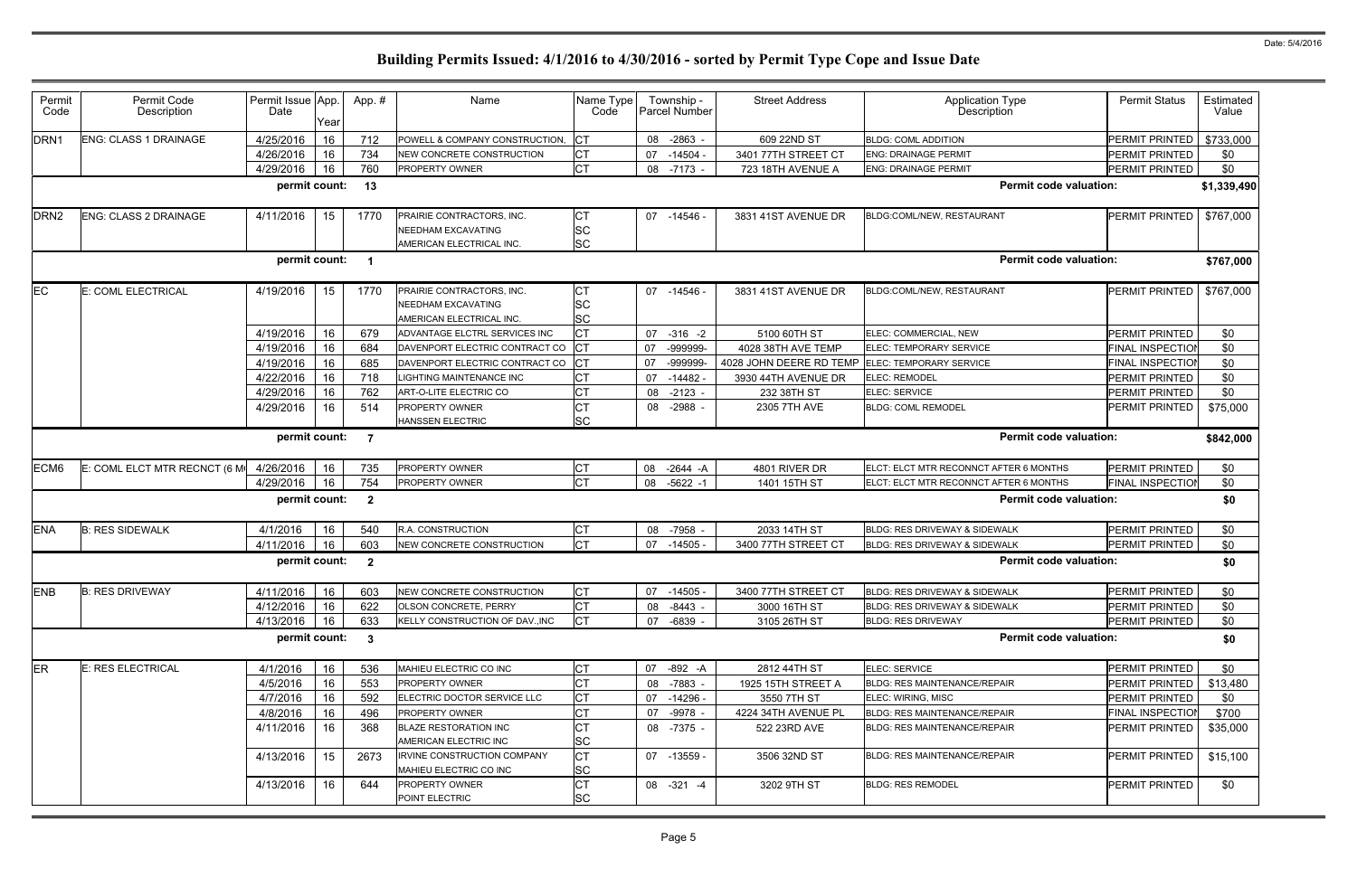# Building Permits Issued: 4/1/2016 to 4/30/2016 - sorted by Permit Type Cope and Issue Date

Date: 5/4/2016

| Permit Code | Permit Code Description | Permit Issue Date | App. Year | Appl. # | Name | Name Type Code | Township - Parcel Number | Street Address | Application Type Description | Permit Status | Estimated Value |
|---|---|---|---|---|---|---|---|---|---|---|---|
| DRN1 | ENG: CLASS 1 DRAINAGE | 4/25/2016 | 16 | 712 | POWELL & COMPANY CONSTRUCTION, | CT | 08 -2863 - | 609 22ND ST | BLDG: COML ADDITION | PERMIT PRINTED | $733,000 |
| | | 4/26/2016 | 16 | 734 | NEW CONCRETE CONSTRUCTION | CT | 07 -14504 - | 3401 77TH STREET CT | ENG: DRAINAGE PERMIT | PERMIT PRINTED | $0 |
| | | 4/29/2016 | 16 | 760 | PROPERTY OWNER | CT | 08 -7173 - | 723 18TH AVENUE A | ENG: DRAINAGE PERMIT | PERMIT PRINTED | $0 |
| | | permit count: | | 13 | | | | | Permit code valuation: | | $1,339,490 |
| DRN2 | ENG: CLASS 2 DRAINAGE | 4/11/2016 | 15 | 1770 | PRAIRIE CONTRACTORS, INC.<br>NEEDHAM EXCAVATING<br>AMERICAN ELECTRICAL INC. | CT<br>SC<br>SC | 07 -14546 - | 3831 41ST AVENUE DR | BLDG:COML/NEW, RESTAURANT | PERMIT PRINTED | $767,000 |
| | | permit count: | | 1 | | | | | Permit code valuation: | | $767,000 |
| EC | E: COML ELECTRICAL | 4/19/2016 | 15 | 1770 | PRAIRIE CONTRACTORS, INC.<br>NEEDHAM EXCAVATING<br>AMERICAN ELECTRICAL INC. | CT<br>SC<br>SC | 07 -14546 - | 3831 41ST AVENUE DR | BLDG:COML/NEW, RESTAURANT | PERMIT PRINTED | $767,000 |
| | | 4/19/2016 | 16 | 679 | ADVANTAGE ELCTRL SERVICES INC | CT | 07 -316 -2 | 5100 60TH ST | ELEC: COMMERCIAL, NEW | PERMIT PRINTED | $0 |
| | | 4/19/2016 | 16 | 684 | DAVENPORT ELECTRIC CONTRACT CO | CT | 07 -999999- | 4028 38TH AVE TEMP | ELEC: TEMPORARY SERVICE | FINAL INSPECTION | $0 |
| | | 4/19/2016 | 16 | 685 | DAVENPORT ELECTRIC CONTRACT CO | CT | 07 -999999- | 4028 JOHN DEERE RD TEMP | ELEC: TEMPORARY SERVICE | FINAL INSPECTION | $0 |
| | | 4/22/2016 | 16 | 718 | LIGHTING MAINTENANCE INC | CT | 07 -14482 - | 3930 44TH AVENUE DR | ELEC: REMODEL | PERMIT PRINTED | $0 |
| | | 4/29/2016 | 16 | 762 | ART-O-LITE ELECTRIC CO | CT | 08 -2123 - | 232 38TH ST | ELEC: SERVICE | PERMIT PRINTED | $0 |
| | | 4/29/2016 | 16 | 514 | PROPERTY OWNER<br>HANSSEN ELECTRIC | CT<br>SC | 08 -2988 - | 2305 7TH AVE | BLDG: COML REMODEL | PERMIT PRINTED | $75,000 |
| | | permit count: | | 7 | | | | | Permit code valuation: | | $842,000 |
| ECM6 | E: COML ELCT MTR RECNCT (6 M | 4/26/2016 | 16 | 735 | PROPERTY OWNER | CT | 08 -2644 -A | 4801 RIVER DR | ELCT: ELCT MTR RECONNCT AFTER 6 MONTHS | PERMIT PRINTED | $0 |
| | | 4/29/2016 | 16 | 754 | PROPERTY OWNER | CT | 08 -5622 -1 | 1401 15TH ST | ELCT: ELCT MTR RECONNCT AFTER 6 MONTHS | FINAL INSPECTION | $0 |
| | | permit count: | | 2 | | | | | Permit code valuation: | | $0 |
| ENA | B: RES SIDEWALK | 4/1/2016 | 16 | 540 | R.A. CONSTRUCTION | CT | 08 -7958 - | 2033 14TH ST | BLDG: RES DRIVEWAY & SIDEWALK | PERMIT PRINTED | $0 |
| | | 4/11/2016 | 16 | 603 | NEW CONCRETE CONSTRUCTION | CT | 07 -14505 - | 3400 77TH STREET CT | BLDG: RES DRIVEWAY & SIDEWALK | PERMIT PRINTED | $0 |
| | | permit count: | | 2 | | | | | Permit code valuation: | | $0 |
| ENB | B: RES DRIVEWAY | 4/11/2016 | 16 | 603 | NEW CONCRETE CONSTRUCTION | CT | 07 -14505 - | 3400 77TH STREET CT | BLDG: RES DRIVEWAY & SIDEWALK | PERMIT PRINTED | $0 |
| | | 4/12/2016 | 16 | 622 | OLSON CONCRETE, PERRY | CT | 08 -8443 - | 3000 16TH ST | BLDG: RES DRIVEWAY & SIDEWALK | PERMIT PRINTED | $0 |
| | | 4/13/2016 | 16 | 633 | KELLY CONSTRUCTION OF DAV.,INC | CT | 07 -6839 - | 3105 26TH ST | BLDG: RES DRIVEWAY | PERMIT PRINTED | $0 |
| | | permit count: | | 3 | | | | | Permit code valuation: | | $0 |
| ER | E: RES ELECTRICAL | 4/1/2016 | 16 | 536 | MAHIEU ELECTRIC CO INC | CT | 07 -892 -A | 2812 44TH ST | ELEC: SERVICE | PERMIT PRINTED | $0 |
| | | 4/5/2016 | 16 | 553 | PROPERTY OWNER | CT | 08 -7883 - | 1925 15TH STREET A | BLDG: RES MAINTENANCE/REPAIR | PERMIT PRINTED | $13,480 |
| | | 4/7/2016 | 16 | 592 | ELECTRIC DOCTOR SERVICE LLC | CT | 07 -14296 - | 3550 7TH ST | ELEC: WIRING, MISC | PERMIT PRINTED | $0 |
| | | 4/8/2016 | 16 | 496 | PROPERTY OWNER | CT | 07 -9978 - | 4224 34TH AVENUE PL | BLDG: RES MAINTENANCE/REPAIR | FINAL INSPECTION | $700 |
| | | 4/11/2016 | 16 | 368 | BLAZE RESTORATION INC<br>AMERICAN ELECTRIC INC | CT<br>SC | 08 -7375 - | 522 23RD AVE | BLDG: RES MAINTENANCE/REPAIR | PERMIT PRINTED | $35,000 |
| | | 4/13/2016 | 15 | 2673 | IRVINE CONSTRUCTION COMPANY<br>MAHIEU ELECTRIC CO INC | CT<br>SC | 07 -13559 - | 3506 32ND ST | BLDG: RES MAINTENANCE/REPAIR | PERMIT PRINTED | $15,100 |
| | | 4/13/2016 | 16 | 644 | PROPERTY OWNER<br>POINT ELECTRIC | CT<br>SC | 08 -321 -4 | 3202 9TH ST | BLDG: RES REMODEL | PERMIT PRINTED | $0 |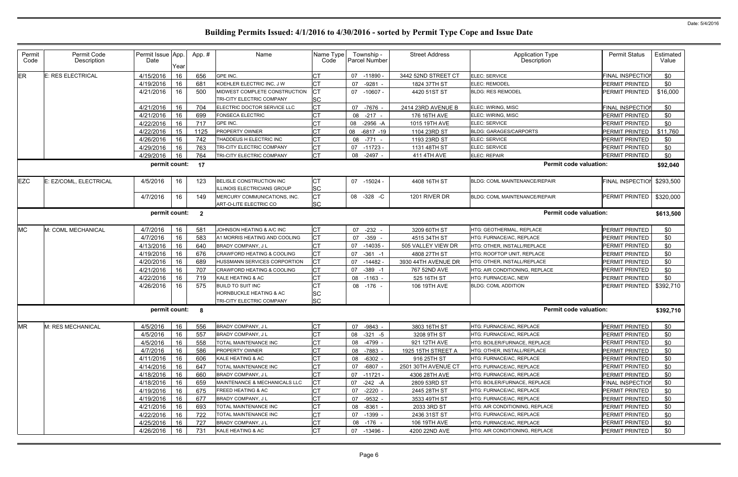# Building Permits Issued: 4/1/2016 to 4/30/2016 - sorted by Permit Type Cope and Issue Date

Date: 5/4/2016

| Permit Code | Permit Code Description | Permit Issue Date | App. Year | App. # | Name | Name Type Code | Township - Parcel Number | Street Address | Application Type Description | Permit Status | Estimated Value |
|---|---|---|---|---|---|---|---|---|---|---|---|
| ER | E: RES ELECTRICAL | 4/15/2016 | 16 | 656 | GPE INC. | CT | 07 -11890 - | 3442 52ND STREET CT | ELEC: SERVICE | FINAL INSPECTION | $0 |
| | | 4/19/2016 | 16 | 681 | KOEHLER ELECTRIC INC, J W | CT | 07 -9281 - | 1824 37TH ST | ELEC: REMODEL | PERMIT PRINTED | $0 |
| | | 4/21/2016 | 16 | 500 | MIDWEST COMPLETE CONSTRUCTION<br>TRI-CITY ELECTRIC COMPANY | CT<br>SC | 07 -10607 - | 4420 51ST ST | BLDG: RES REMODEL | PERMIT PRINTED | $16,000 |
| | | 4/21/2016 | 16 | 704 | ELECTRIC DOCTOR SERVICE LLC | CT | 07 -7676 - | 2414 23RD AVENUE B | ELEC: WIRING, MISC | FINAL INSPECTION | $0 |
| | | 4/21/2016 | 16 | 699 | FONSECA ELECTRIC | CT | 08 -217 - | 176 16TH AVE | ELEC: WIRING, MISC | PERMIT PRINTED | $0 |
| | | 4/22/2016 | 16 | 717 | GPE INC. | CT | 08 -2956 -A | 1015 19TH AVE | ELEC: SERVICE | PERMIT PRINTED | $0 |
| | | 4/22/2016 | 15 | 1125 | PROPERTY OWNER | CT | 08 -6817 -19 | 1104 23RD ST | BLDG: GARAGES/CARPORTS | PERMIT PRINTED | $11,760 |
| | | 4/26/2016 | 16 | 742 | THADDEUS H ELECTRIC INC | CT | 08 -771 - | 1193 23RD ST | ELEC: SERVICE | PERMIT PRINTED | $0 |
| | | 4/29/2016 | 16 | 763 | TRI-CITY ELECTRIC COMPANY | CT | 07 -11723 - | 1131 48TH ST | ELEC: SERVICE | PERMIT PRINTED | $0 |
| | | 4/29/2016 | 16 | 764 | TRI-CITY ELECTRIC COMPANY | CT | 08 -2497 - | 411 4TH AVE | ELEC: REPAIR | PERMIT PRINTED | $0 |
| | | permit count: | | 17 | | | | | Permit code valuation: | | $92,040 |
| EZC | E: EZ/COML, ELECTRICAL | 4/5/2016 | 16 | 123 | BELISLE CONSTRUCTION INC<br>ILLINOIS ELECTRICIANS GROUP | CT<br>SC | 07 -15024 - | 4408 16TH ST | BLDG: COML MAINTENANCE/REPAIR | FINAL INSPECTION | $293,500 |
| | | 4/7/2016 | 16 | 149 | MERCURY COMMUNICATIONS, INC.<br>ART-O-LITE ELECTRIC CO | CT<br>SC | 08 -328 -C | 1201 RIVER DR | BLDG: COML MAINTENANCE/REPAIR | PERMIT PRINTED | $320,000 |
| | | permit count: | | 2 | | | | | Permit code valuation: | | $613,500 |
| MC | M: COML MECHANICAL | 4/7/2016 | 16 | 581 | JOHNSON HEATING & A/C INC | CT | 07 -232 - | 3209 60TH ST | HTG: GEOTHERMAL, REPLACE | PERMIT PRINTED | $0 |
| | | 4/7/2016 | 16 | 583 | A1 MORRIS HEATING AND COOLING | CT | 07 -359 - | 4515 34TH ST | HTG: FURNACE/AC, REPLACE | PERMIT PRINTED | $0 |
| | | 4/13/2016 | 16 | 640 | BRADY COMPANY, J L | CT | 07 -14035 - | 505 VALLEY VIEW DR | HTG: OTHER, INSTALL/REPLACE | PERMIT PRINTED | $0 |
| | | 4/19/2016 | 16 | 676 | CRAWFORD HEATING & COOLING | CT | 07 -361 -1 | 4808 27TH ST | HTG: ROOFTOP UNIT, REPLACE | PERMIT PRINTED | $0 |
| | | 4/20/2016 | 16 | 689 | HUSSMANN SERVICES CORPORTION | CT | 07 -14482 - | 3930 44TH AVENUE DR | HTG: OTHER, INSTALL/REPLACE | PERMIT PRINTED | $0 |
| | | 4/21/2016 | 16 | 707 | CRAWFORD HEATING & COOLING | CT | 07 -389 -1 | 767 52ND AVE | HTG: AIR CONDITIONING, REPLACE | PERMIT PRINTED | $0 |
| | | 4/22/2016 | 16 | 719 | KALE HEATING & AC | CT | 08 -1163 - | 525 16TH ST | HTG: FURNACE/AC, NEW | PERMIT PRINTED | $0 |
| | | 4/26/2016 | 16 | 575 | BUILD TO SUIT INC<br>HORNBUCKLE HEATING & AC<br>TRI-CITY ELECTRIC COMPANY | CT<br>SC<br>SC | 08 -176 - | 106 19TH AVE | BLDG: COML ADDITION | PERMIT PRINTED | $392,710 |
| | | permit count: | | 8 | | | | | Permit code valuation: | | $392,710 |
| MR | M: RES MECHANICAL | 4/5/2016 | 16 | 556 | BRADY COMPANY, J L | CT | 07 -9843 - | 3803 16TH ST | HTG: FURNACE/AC, REPLACE | PERMIT PRINTED | $0 |
| | | 4/5/2016 | 16 | 557 | BRADY COMPANY, J L | CT | 08 -321 -5 | 3208 9TH ST | HTG: FURNACE/AC, REPLACE | PERMIT PRINTED | $0 |
| | | 4/5/2016 | 16 | 558 | TOTAL MAINTENANCE INC | CT | 08 -4799 - | 921 12TH AVE | HTG: BOILER/FURNACE, REPLACE | PERMIT PRINTED | $0 |
| | | 4/7/2016 | 16 | 586 | PROPERTY OWNER | CT | 08 -7883 - | 1925 15TH STREET A | HTG: OTHER, INSTALL/REPLACE | PERMIT PRINTED | $0 |
| | | 4/11/2016 | 16 | 606 | KALE HEATING & AC | CT | 08 -6302 - | 916 25TH ST | HTG: FURNACE/AC, REPLACE | PERMIT PRINTED | $0 |
| | | 4/14/2016 | 16 | 647 | TOTAL MAINTENANCE INC | CT | 07 -6807 - | 2501 30TH AVENUE CT | HTG: FURNACE/AC, REPLACE | PERMIT PRINTED | $0 |
| | | 4/18/2016 | 16 | 660 | BRADY COMPANY, J L | CT | 07 -11721 - | 4306 28TH AVE | HTG: FURNACE/AC, REPLACE | PERMIT PRINTED | $0 |
| | | 4/18/2016 | 16 | 659 | MAINTENANCE & MECHANICALS LLC | CT | 07 -242 -A | 2809 53RD ST | HTG: BOILER/FURNACE, REPLACE | FINAL INSPECTION | $0 |
| | | 4/19/2016 | 16 | 675 | FREED HEATING & AC | CT | 07 -2220 - | 2445 28TH ST | HTG: FURNACE/AC, REPLACE | PERMIT PRINTED | $0 |
| | | 4/19/2016 | 16 | 677 | BRADY COMPANY, J L | CT | 07 -9532 - | 3533 49TH ST | HTG: FURNACE/AC, REPLACE | PERMIT PRINTED | $0 |
| | | 4/21/2016 | 16 | 693 | TOTAL MAINTENANCE INC | CT | 08 -8361 - | 2033 3RD ST | HTG: AIR CONDITIONING, REPLACE | PERMIT PRINTED | $0 |
| | | 4/22/2016 | 16 | 722 | TOTAL MAINTENANCE INC | CT | 07 -1399 - | 2436 31ST ST | HTG: FURNACE/AC, REPLACE | PERMIT PRINTED | $0 |
| | | 4/25/2016 | 16 | 727 | BRADY COMPANY, J L | CT | 08 -176 - | 106 19TH AVE | HTG: FURNACE/AC, REPLACE | PERMIT PRINTED | $0 |
| | | 4/26/2016 | 16 | 731 | KALE HEATING & AC | CT | 07 -13496 - | 4200 22ND AVE | HTG: AIR CONDITIONING, REPLACE | PERMIT PRINTED | $0 |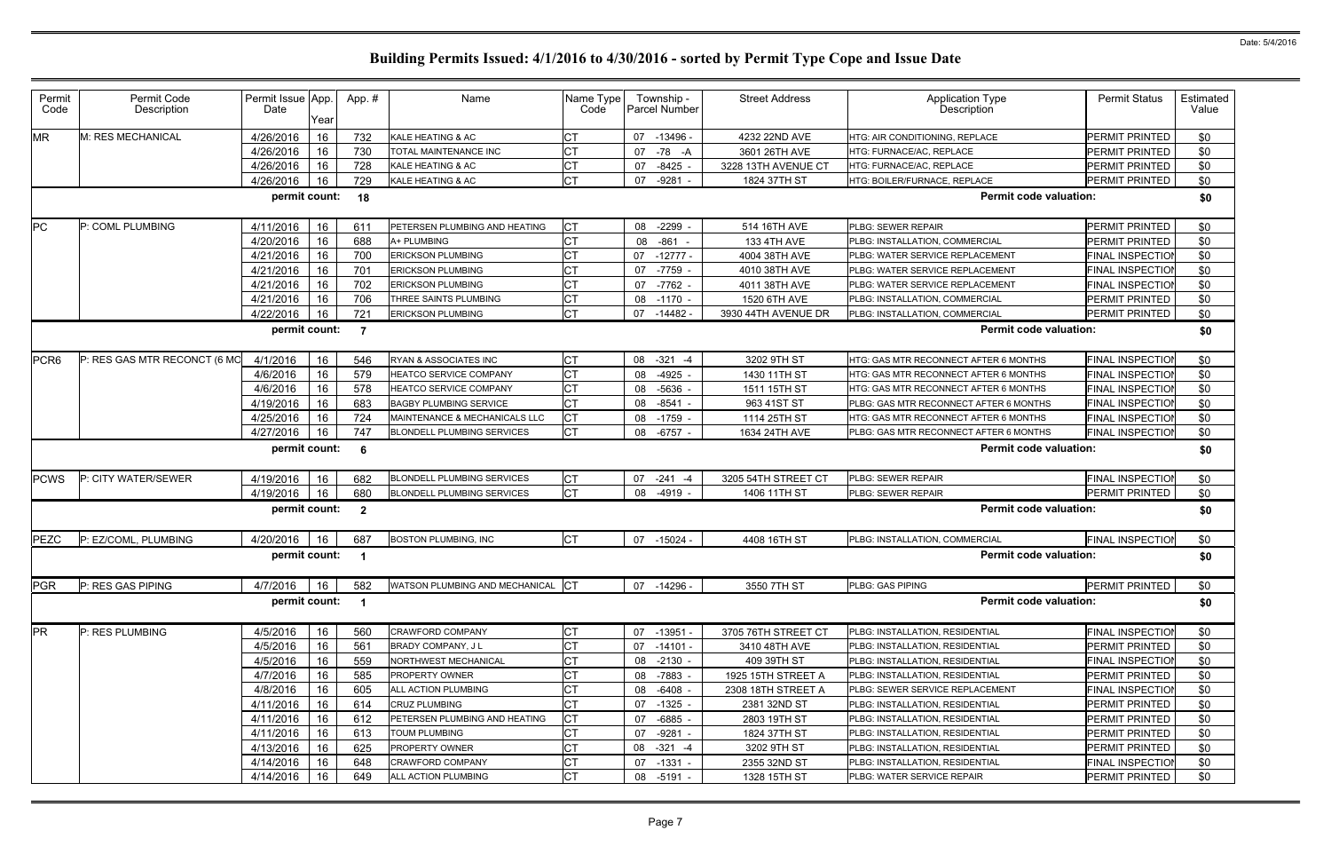# Building Permits Issued: 4/1/2016 to 4/30/2016 - sorted by Permit Type Cope and Issue Date

Date: 5/4/2016

| Permit Code | Permit Code Description | Permit Issue Date | App. Year | Appl. # | Name | Name Type Code | Township - Parcel Number | Street Address | Application Type Description | Permit Status | Estimated Value |
|---|---|---|---|---|---|---|---|---|---|---|---|
| MR | M: RES MECHANICAL | 4/26/2016 | 16 | 732 | KALE HEATING & AC | CT | 07 -13496 - | 4232 22ND AVE | HTG: AIR CONDITIONING, REPLACE | PERMIT PRINTED | $0 |
| | | 4/26/2016 | 16 | 730 | TOTAL MAINTENANCE INC | CT | 07 -78 -A | 3601 26TH AVE | HTG: FURNACE/AC, REPLACE | PERMIT PRINTED | $0 |
| | | 4/26/2016 | 16 | 728 | KALE HEATING & AC | CT | 07 -8425 - | 3228 13TH AVENUE CT | HTG: FURNACE/AC, REPLACE | PERMIT PRINTED | $0 |
| | | 4/26/2016 | 16 | 729 | KALE HEATING & AC | CT | 07 -9281 - | 1824 37TH ST | HTG: BOILER/FURNACE, REPLACE | PERMIT PRINTED | $0 |
| | | permit count: | | 18 | | | | | Permit code valuation: | | $0 |
| PC | P: COML PLUMBING | 4/11/2016 | 16 | 611 | PETERSEN PLUMBING AND HEATING | CT | 08 -2299 - | 514 16TH AVE | PLBG: SEWER REPAIR | PERMIT PRINTED | $0 |
| | | 4/20/2016 | 16 | 688 | A+ PLUMBING | CT | 08 -861 - | 133 4TH AVE | PLBG: INSTALLATION, COMMERCIAL | PERMIT PRINTED | $0 |
| | | 4/21/2016 | 16 | 700 | ERICKSON PLUMBING | CT | 07 -12777 - | 4004 38TH AVE | PLBG: WATER SERVICE REPLACEMENT | FINAL INSPECTION | $0 |
| | | 4/21/2016 | 16 | 701 | ERICKSON PLUMBING | CT | 07 -7759 - | 4010 38TH AVE | PLBG: WATER SERVICE REPLACEMENT | FINAL INSPECTION | $0 |
| | | 4/21/2016 | 16 | 702 | ERICKSON PLUMBING | CT | 07 -7762 - | 4011 38TH AVE | PLBG: WATER SERVICE REPLACEMENT | FINAL INSPECTION | $0 |
| | | 4/21/2016 | 16 | 706 | THREE SAINTS PLUMBING | CT | 08 -1170 - | 1520 6TH AVE | PLBG: INSTALLATION, COMMERCIAL | PERMIT PRINTED | $0 |
| | | 4/22/2016 | 16 | 721 | ERICKSON PLUMBING | CT | 07 -14482 - | 3930 44TH AVENUE DR | PLBG: INSTALLATION, COMMERCIAL | PERMIT PRINTED | $0 |
| | | permit count: | | 7 | | | | | Permit code valuation: | | $0 |
| PCR6 | P: RES GAS MTR RECONCT (6 MO | 4/1/2016 | 16 | 546 | RYAN & ASSOCIATES INC | CT | 08 -321 -4 | 3202 9TH ST | HTG: GAS MTR RECONNECT AFTER 6 MONTHS | FINAL INSPECTION | $0 |
| | | 4/6/2016 | 16 | 579 | HEATCO SERVICE COMPANY | CT | 08 -4925 - | 1430 11TH ST | HTG: GAS MTR RECONNECT AFTER 6 MONTHS | FINAL INSPECTION | $0 |
| | | 4/6/2016 | 16 | 578 | HEATCO SERVICE COMPANY | CT | 08 -5636 - | 1511 15TH ST | HTG: GAS MTR RECONNECT AFTER 6 MONTHS | FINAL INSPECTION | $0 |
| | | 4/19/2016 | 16 | 683 | BAGBY PLUMBING SERVICE | CT | 08 -8541 - | 963 41ST ST | PLBG: GAS MTR RECONNECT AFTER 6 MONTHS | FINAL INSPECTION | $0 |
| | | 4/25/2016 | 16 | 724 | MAINTENANCE & MECHANICALS LLC | CT | 08 -1759 - | 1114 25TH ST | HTG: GAS MTR RECONNECT AFTER 6 MONTHS | FINAL INSPECTION | $0 |
| | | 4/27/2016 | 16 | 747 | BLONDELL PLUMBING SERVICES | CT | 08 -6757 - | 1634 24TH AVE | PLBG: GAS MTR RECONNECT AFTER 6 MONTHS | FINAL INSPECTION | $0 |
| | | permit count: | | 6 | | | | | Permit code valuation: | | $0 |
| PCWS | P: CITY WATER/SEWER | 4/19/2016 | 16 | 682 | BLONDELL PLUMBING SERVICES | CT | 07 -241 -4 | 3205 54TH STREET CT | PLBG: SEWER REPAIR | FINAL INSPECTION | $0 |
| | | 4/19/2016 | 16 | 680 | BLONDELL PLUMBING SERVICES | CT | 08 -4919 - | 1406 11TH ST | PLBG: SEWER REPAIR | PERMIT PRINTED | $0 |
| | | permit count: | | 2 | | | | | Permit code valuation: | | $0 |
| PEZC | P: EZ/COML, PLUMBING | 4/20/2016 | 16 | 687 | BOSTON PLUMBING, INC | CT | 07 -15024 - | 4408 16TH ST | PLBG: INSTALLATION, COMMERCIAL | FINAL INSPECTION | $0 |
| | | permit count: | | 1 | | | | | Permit code valuation: | | $0 |
| PGR | P: RES GAS PIPING | 4/7/2016 | 16 | 582 | WATSON PLUMBING AND MECHANICAL | CT | 07 -14296 - | 3550 7TH ST | PLBG: GAS PIPING | PERMIT PRINTED | $0 |
| | | permit count: | | 1 | | | | | Permit code valuation: | | $0 |
| PR | P: RES PLUMBING | 4/5/2016 | 16 | 560 | CRAWFORD COMPANY | CT | 07 -13951 - | 3705 76TH STREET CT | PLBG: INSTALLATION, RESIDENTIAL | FINAL INSPECTION | $0 |
| | | 4/5/2016 | 16 | 561 | BRADY COMPANY, J L | CT | 07 -14101 - | 3410 48TH AVE | PLBG: INSTALLATION, RESIDENTIAL | PERMIT PRINTED | $0 |
| | | 4/5/2016 | 16 | 559 | NORTHWEST MECHANICAL | CT | 08 -2130 - | 409 39TH ST | PLBG: INSTALLATION, RESIDENTIAL | FINAL INSPECTION | $0 |
| | | 4/7/2016 | 16 | 585 | PROPERTY OWNER | CT | 08 -7883 - | 1925 15TH STREET A | PLBG: INSTALLATION, RESIDENTIAL | PERMIT PRINTED | $0 |
| | | 4/8/2016 | 16 | 605 | ALL ACTION PLUMBING | CT | 08 -6408 - | 2308 18TH STREET A | PLBG: SEWER SERVICE REPLACEMENT | FINAL INSPECTION | $0 |
| | | 4/11/2016 | 16 | 614 | CRUZ PLUMBING | CT | 07 -1325 - | 2381 32ND ST | PLBG: INSTALLATION, RESIDENTIAL | PERMIT PRINTED | $0 |
| | | 4/11/2016 | 16 | 612 | PETERSEN PLUMBING AND HEATING | CT | 07 -6885 - | 2803 19TH ST | PLBG: INSTALLATION, RESIDENTIAL | PERMIT PRINTED | $0 |
| | | 4/11/2016 | 16 | 613 | TOUM PLUMBING | CT | 07 -9281 - | 1824 37TH ST | PLBG: INSTALLATION, RESIDENTIAL | PERMIT PRINTED | $0 |
| | | 4/13/2016 | 16 | 625 | PROPERTY OWNER | CT | 08 -321 -4 | 3202 9TH ST | PLBG: INSTALLATION, RESIDENTIAL | PERMIT PRINTED | $0 |
| | | 4/14/2016 | 16 | 648 | CRAWFORD COMPANY | CT | 07 -1331 - | 2355 32ND ST | PLBG: INSTALLATION, RESIDENTIAL | FINAL INSPECTION | $0 |
| | | 4/14/2016 | 16 | 649 | ALL ACTION PLUMBING | CT | 08 -5191 - | 1328 15TH ST | PLBG: WATER SERVICE REPAIR | PERMIT PRINTED | $0 |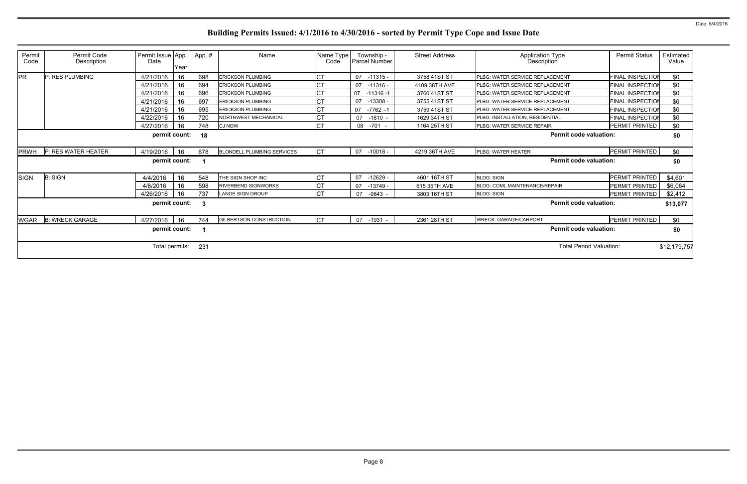# Building Permits Issued: 4/1/2016 to 4/30/2016 - sorted by Permit Type Cope and Issue Date

Date: 5/4/2016

| Permit Code | Permit Code Description | Permit Issue Date | App. Year | App. # | Name | Name Type Code | Township - Parcel Number | Street Address | Application Type Description | Permit Status | Estimated Value |
|---|---|---|---|---|---|---|---|---|---|---|---|
| PR | P: RES PLUMBING | 4/21/2016 | 16 | 698 | ERICKSON PLUMBING | CT | 07 -11315 - | 3758 41ST ST | PLBG: WATER SERVICE REPLACEMENT | FINAL INSPECTION | $0 |
| | | 4/21/2016 | 16 | 694 | ERICKSON PLUMBING | CT | 07 -11316 - | 4109 38TH AVE | PLBG: WATER SERVICE REPLACEMENT | FINAL INSPECTION | $0 |
| | | 4/21/2016 | 16 | 696 | ERICKSON PLUMBING | CT | 07 -11316 -1 | 3760 41ST ST | PLBG: WATER SERVICE REPLACEMENT | FINAL INSPECTION | $0 |
| | | 4/21/2016 | 16 | 697 | ERICKSON PLUMBING | CT | 07 -13308 - | 3755 41ST ST | PLBG: WATER SERVICE REPLACEMENT | FINAL INSPECTION | $0 |
| | | 4/21/2016 | 16 | 695 | ERICKSON PLUMBING | CT | 07 -7762 -1 | 3759 41ST ST | PLBG: WATER SERVICE REPLACEMENT | FINAL INSPECTION | $0 |
| | | 4/22/2016 | 16 | 720 | NORTHWEST MECHANICAL | CT | 07 -1810 - | 1629 34TH ST | PLBG: INSTALLATION, RESIDENTIAL | FINAL INSPECTION | $0 |
| | | 4/27/2016 | 16 | 748 | CJ NOW | CT | 08 -701 - | 1164 25TH ST | PLBG: WATER SERVICE REPAIR | PERMIT PRINTED | $0 |
| | | permit count: | | 18 | | | | | Permit code valuation: | | $0 |
| PRWH | P: RES WATER HEATER | 4/19/2016 | 16 | 678 | BLONDELL PLUMBING SERVICES | CT | 07 -10018 - | 4219 36TH AVE | PLBG: WATER HEATER | PERMIT PRINTED | $0 |
| | | permit count: | | 1 | | | | | Permit code valuation: | | $0 |
| SIGN | B: SIGN | 4/4/2016 | 16 | 548 | THE SIGN SHOP INC | CT | 07 -12629 - | 4601 16TH ST | BLDG: SIGN | PERMIT PRINTED | $4,601 |
| | | 4/8/2016 | 16 | 598 | RIVERBEND SIGNWORKS | CT | 07 -13749 - | 615 35TH AVE | BLDG: COML MAINTENANCE/REPAIR | PERMIT PRINTED | $6,064 |
| | | 4/26/2016 | 16 | 737 | LANGE SIGN GROUP | CT | 07 -9843 - | 3803 16TH ST | BLDG: SIGN | PERMIT PRINTED | $2,412 |
| | | permit count: | | 3 | | | | | Permit code valuation: | | $13,077 |
| WGAR | B: WRECK GARAGE | 4/27/2016 | 16 | 744 | GILBERTSON CONSTRUCTION | CT | 07 -1931 - | 2361 28TH ST | WRECK: GARAGE/CARPORT | PERMIT PRINTED | $0 |
| | | permit count: | | 1 | | | | | Permit code valuation: | | $0 |
| | | Total permits: | | 231 | | | | | Total Period Valuation: | | $12,179,757 |